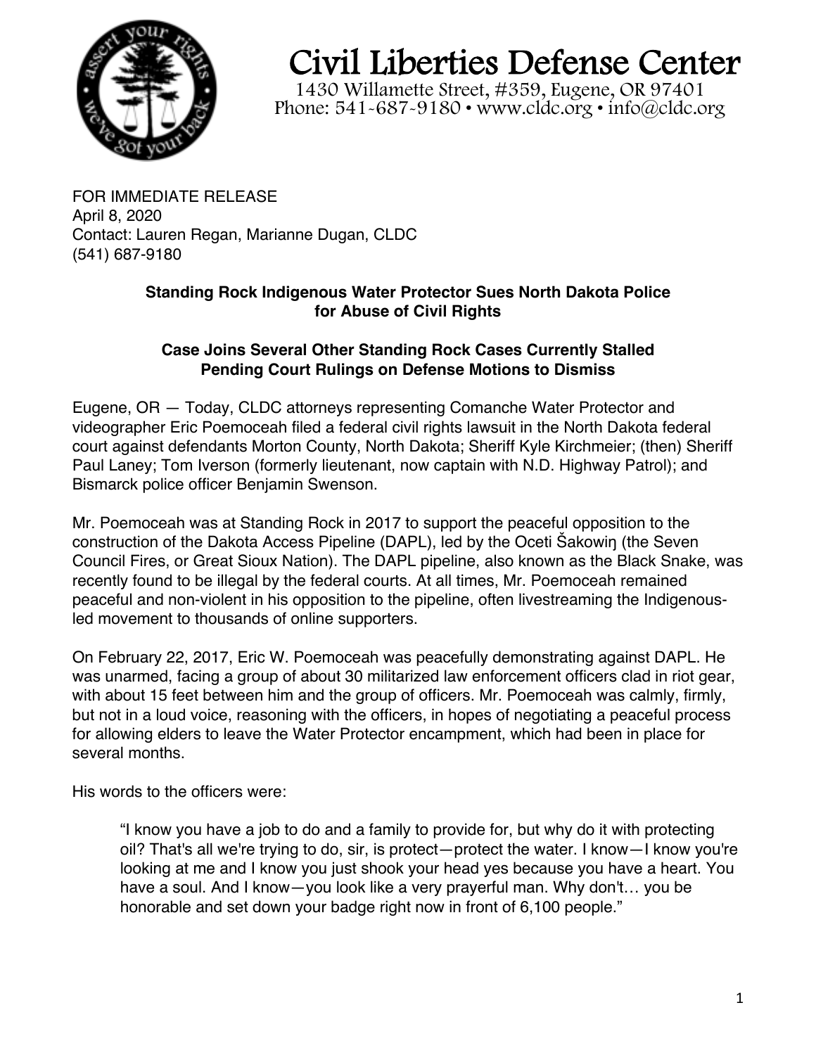# Civil Liberties Defense Center

1430 Willamette Street, #359, Eugene, OR 97401
Phone: 541-687-9180 • www.cldc.org • info@cldc.org

FOR IMMEDIATE RELEASE
April 8, 2020
Contact: Lauren Regan, Marianne Dugan, CLDC
(541) 687-9180

## Standing Rock Indigenous Water Protector Sues North Dakota Police for Abuse of Civil Rights

### Case Joins Several Other Standing Rock Cases Currently Stalled Pending Court Rulings on Defense Motions to Dismiss

Eugene, OR — Today, CLDC attorneys representing Comanche Water Protector and videographer Eric Poemoceah filed a federal civil rights lawsuit in the North Dakota federal court against defendants Morton County, North Dakota; Sheriff Kyle Kirchmeier; (then) Sheriff Paul Laney; Tom Iverson (formerly lieutenant, now captain with N.D. Highway Patrol); and Bismarck police officer Benjamin Swenson.

Mr. Poemoceah was at Standing Rock in 2017 to support the peaceful opposition to the construction of the Dakota Access Pipeline (DAPL), led by the Oceti Šakowiŋ (the Seven Council Fires, or Great Sioux Nation). The DAPL pipeline, also known as the Black Snake, was recently found to be illegal by the federal courts. At all times, Mr. Poemoceah remained peaceful and non-violent in his opposition to the pipeline, often livestreaming the Indigenous-led movement to thousands of online supporters.

On February 22, 2017, Eric W. Poemoceah was peacefully demonstrating against DAPL. He was unarmed, facing a group of about 30 militarized law enforcement officers clad in riot gear, with about 15 feet between him and the group of officers. Mr. Poemoceah was calmly, firmly, but not in a loud voice, reasoning with the officers, in hopes of negotiating a peaceful process for allowing elders to leave the Water Protector encampment, which had been in place for several months.

His words to the officers were:

> "I know you have a job to do and a family to provide for, but why do it with protecting oil? That's all we're trying to do, sir, is protect—protect the water. I know—I know you're looking at me and I know you just shook your head yes because you have a heart. You have a soul. And I know—you look like a very prayerful man. Why don't… you be honorable and set down your badge right now in front of 6,100 people."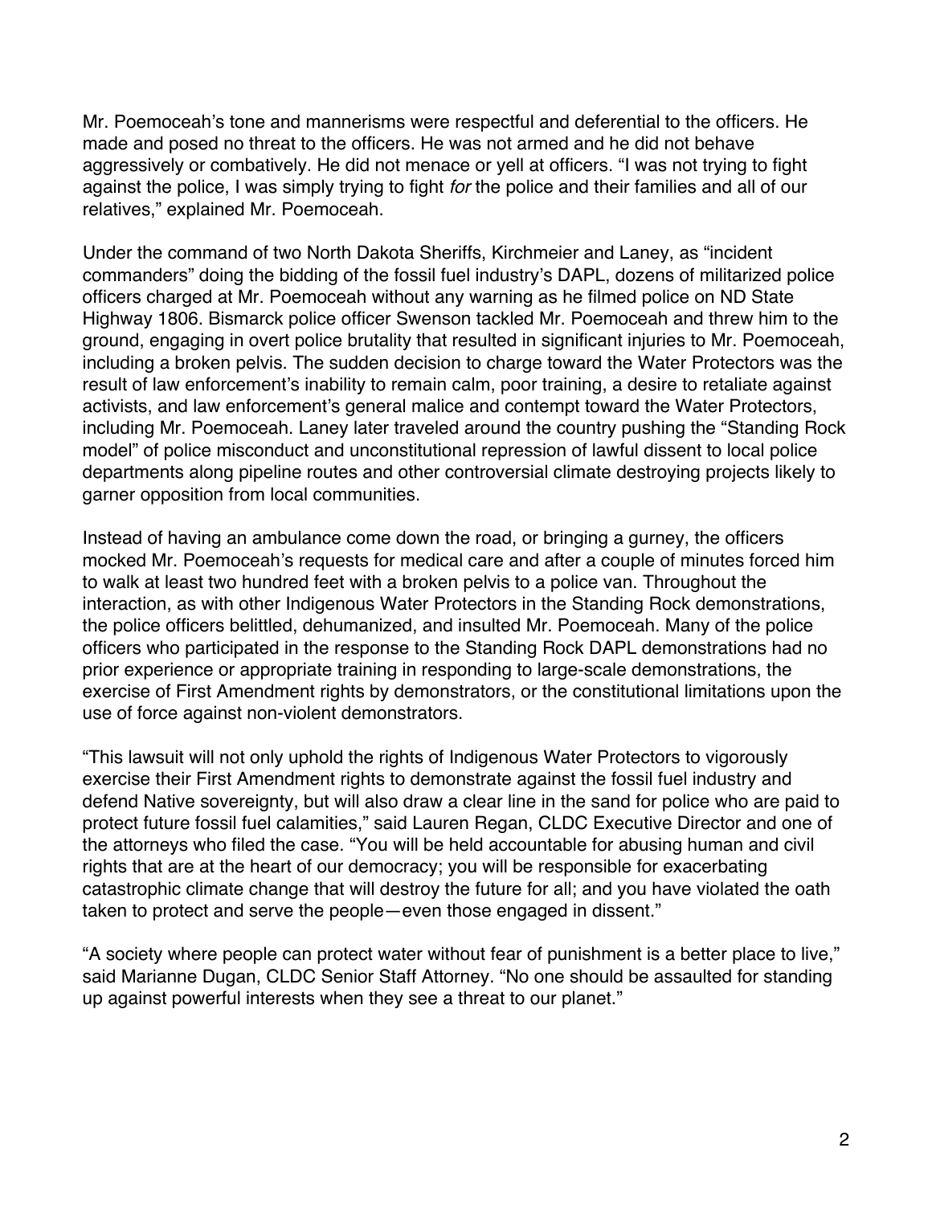Mr. Poemoceah's tone and mannerisms were respectful and deferential to the officers. He made and posed no threat to the officers. He was not armed and he did not behave aggressively or combatively. He did not menace or yell at officers. "I was not trying to fight against the police, I was simply trying to fight *for* the police and their families and all of our relatives," explained Mr. Poemoceah.

Under the command of two North Dakota Sheriffs, Kirchmeier and Laney, as "incident commanders" doing the bidding of the fossil fuel industry's DAPL, dozens of militarized police officers charged at Mr. Poemoceah without any warning as he filmed police on ND State Highway 1806. Bismarck police officer Swenson tackled Mr. Poemoceah and threw him to the ground, engaging in overt police brutality that resulted in significant injuries to Mr. Poemoceah, including a broken pelvis. The sudden decision to charge toward the Water Protectors was the result of law enforcement's inability to remain calm, poor training, a desire to retaliate against activists, and law enforcement's general malice and contempt toward the Water Protectors, including Mr. Poemoceah. Laney later traveled around the country pushing the "Standing Rock model" of police misconduct and unconstitutional repression of lawful dissent to local police departments along pipeline routes and other controversial climate destroying projects likely to garner opposition from local communities.

Instead of having an ambulance come down the road, or bringing a gurney, the officers mocked Mr. Poemoceah's requests for medical care and after a couple of minutes forced him to walk at least two hundred feet with a broken pelvis to a police van. Throughout the interaction, as with other Indigenous Water Protectors in the Standing Rock demonstrations, the police officers belittled, dehumanized, and insulted Mr. Poemoceah. Many of the police officers who participated in the response to the Standing Rock DAPL demonstrations had no prior experience or appropriate training in responding to large-scale demonstrations, the exercise of First Amendment rights by demonstrators, or the constitutional limitations upon the use of force against non-violent demonstrators.

"This lawsuit will not only uphold the rights of Indigenous Water Protectors to vigorously exercise their First Amendment rights to demonstrate against the fossil fuel industry and defend Native sovereignty, but will also draw a clear line in the sand for police who are paid to protect future fossil fuel calamities," said Lauren Regan, CLDC Executive Director and one of the attorneys who filed the case. "You will be held accountable for abusing human and civil rights that are at the heart of our democracy; you will be responsible for exacerbating catastrophic climate change that will destroy the future for all; and you have violated the oath taken to protect and serve the people—even those engaged in dissent."

"A society where people can protect water without fear of punishment is a better place to live," said Marianne Dugan, CLDC Senior Staff Attorney. "No one should be assaulted for standing up against powerful interests when they see a threat to our planet."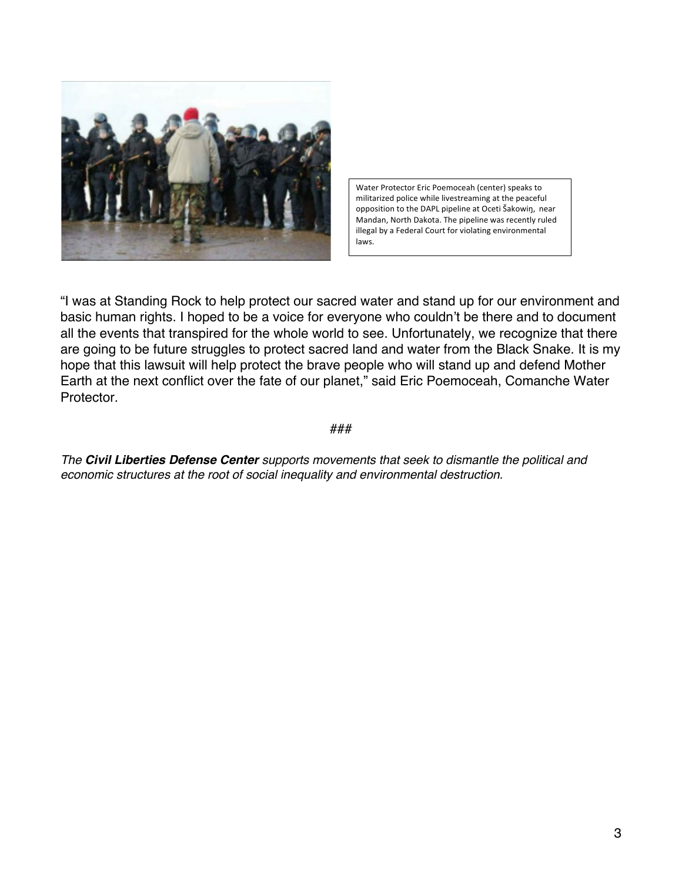Water Protector Eric Poemoceah (center) speaks to militarized police while livestreaming at the peaceful opposition to the DAPL pipeline at Oceti Šakowiŋ, near Mandan, North Dakota. The pipeline was recently ruled illegal by a Federal Court for violating environmental laws.

“I was at Standing Rock to help protect our sacred water and stand up for our environment and basic human rights. I hoped to be a voice for everyone who couldn’t be there and to document all the events that transpired for the whole world to see. Unfortunately, we recognize that there are going to be future struggles to protect sacred land and water from the Black Snake. It is my hope that this lawsuit will help protect the brave people who will stand up and defend Mother Earth at the next conflict over the fate of our planet,” said Eric Poemoceah, Comanche Water Protector.

*###*

*The **Civil Liberties Defense Center** supports movements that seek to dismantle the political and economic structures at the root of social inequality and environmental destruction.*